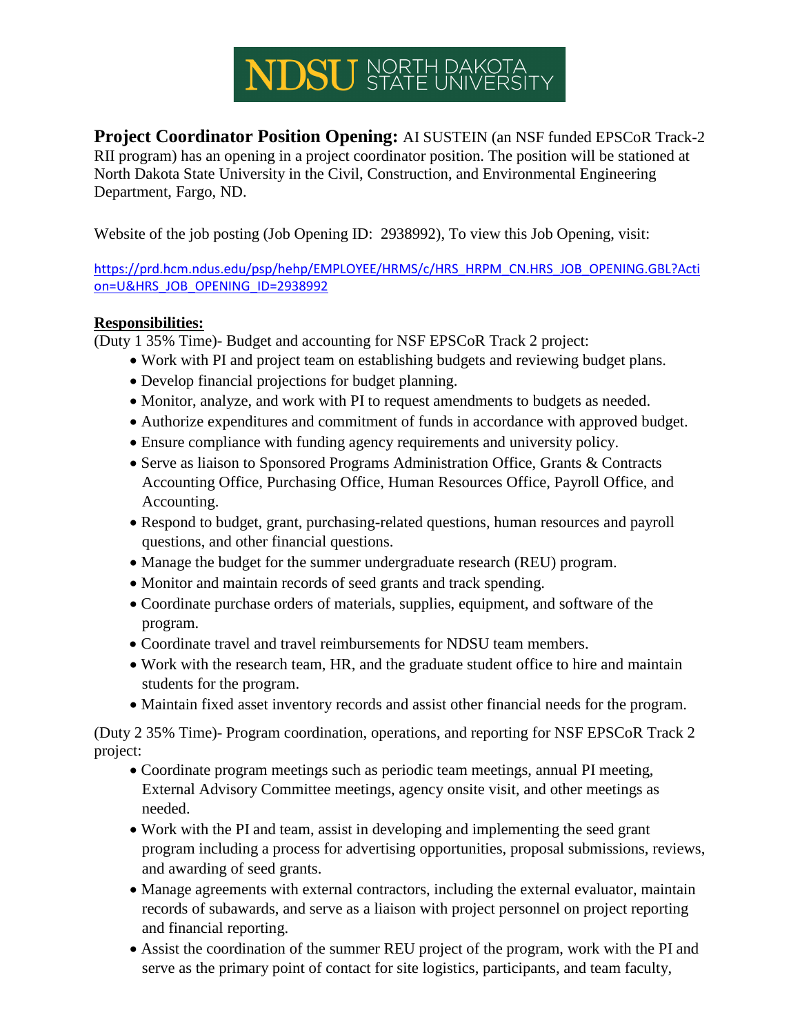NDSU NORTH DAKOTA STATE UNIVERSITY

**Project Coordinator Position Opening:** AI SUSTEIN (an NSF funded EPSCoR Track-2 RII program) has an opening in a project coordinator position. The position will be stationed at North Dakota State University in the Civil, Construction, and Environmental Engineering Department, Fargo, ND.

Website of the job posting (Job Opening ID: 2938992), To view this Job Opening, visit:

https://prd.hcm.ndus.edu/psp/hehp/EMPLOYEE/HRMS/c/HRS_HRPM_CN.HRS_JOB_OPENING.GBL?Action=U&HRS_JOB_OPENING_ID=2938992

**Responsibilities:**

(Duty 1 35% Time)- Budget and accounting for NSF EPSCoR Track 2 project:

- Work with PI and project team on establishing budgets and reviewing budget plans.
- Develop financial projections for budget planning.
- Monitor, analyze, and work with PI to request amendments to budgets as needed.
- Authorize expenditures and commitment of funds in accordance with approved budget.
- Ensure compliance with funding agency requirements and university policy.
- Serve as liaison to Sponsored Programs Administration Office, Grants & Contracts Accounting Office, Purchasing Office, Human Resources Office, Payroll Office, and Accounting.
- Respond to budget, grant, purchasing-related questions, human resources and payroll questions, and other financial questions.
- Manage the budget for the summer undergraduate research (REU) program.
- Monitor and maintain records of seed grants and track spending.
- Coordinate purchase orders of materials, supplies, equipment, and software of the program.
- Coordinate travel and travel reimbursements for NDSU team members.
- Work with the research team, HR, and the graduate student office to hire and maintain students for the program.
- Maintain fixed asset inventory records and assist other financial needs for the program.

(Duty 2 35% Time)- Program coordination, operations, and reporting for NSF EPSCoR Track 2 project:

- Coordinate program meetings such as periodic team meetings, annual PI meeting, External Advisory Committee meetings, agency onsite visit, and other meetings as needed.
- Work with the PI and team, assist in developing and implementing the seed grant program including a process for advertising opportunities, proposal submissions, reviews, and awarding of seed grants.
- Manage agreements with external contractors, including the external evaluator, maintain records of subawards, and serve as a liaison with project personnel on project reporting and financial reporting.
- Assist the coordination of the summer REU project of the program, work with the PI and serve as the primary point of contact for site logistics, participants, and team faculty,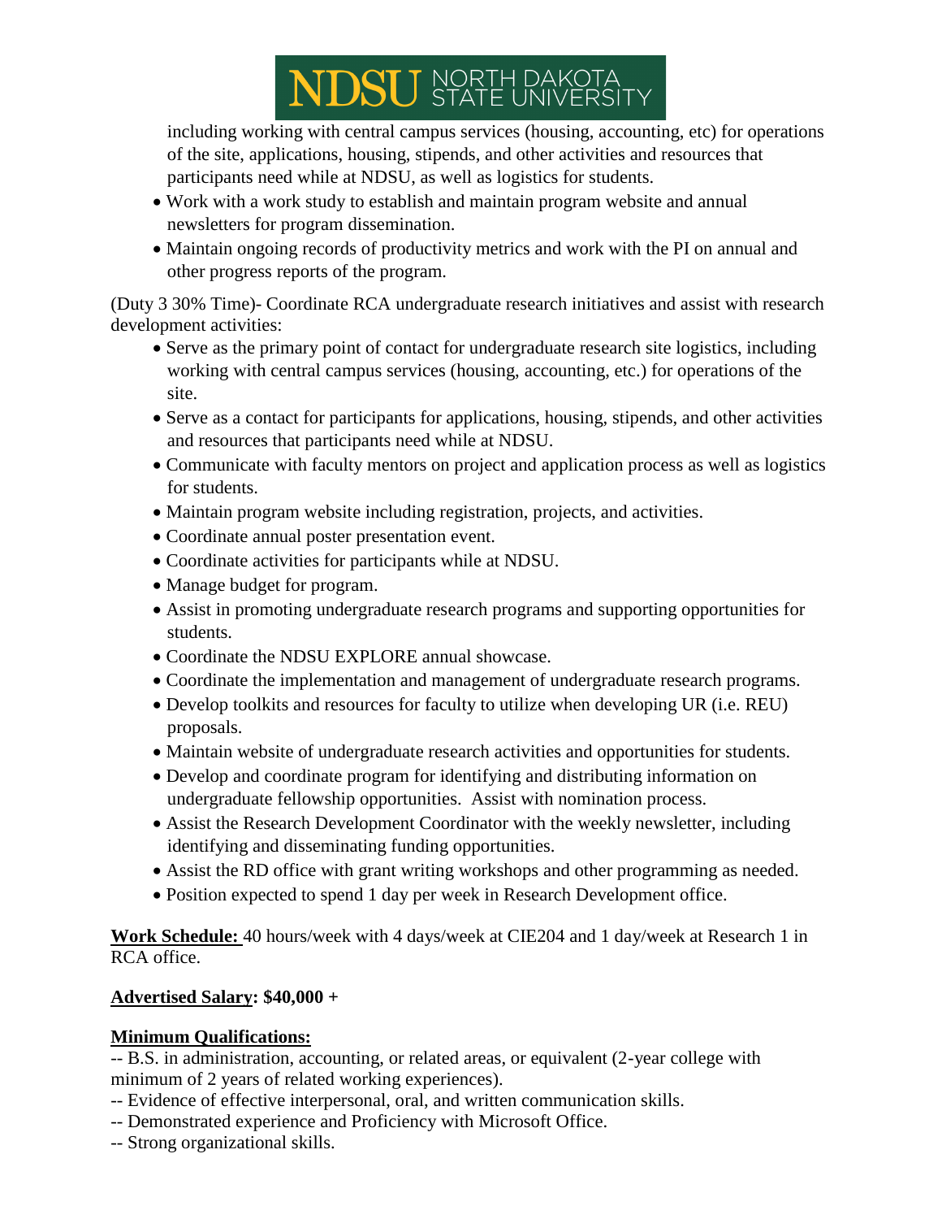including working with central campus services (housing, accounting, etc) for operations of the site, applications, housing, stipends, and other activities and resources that participants need while at NDSU, as well as logistics for students.

- Work with a work study to establish and maintain program website and annual newsletters for program dissemination.
- Maintain ongoing records of productivity metrics and work with the PI on annual and other progress reports of the program.

(Duty 3 30% Time)- Coordinate RCA undergraduate research initiatives and assist with research development activities:

- Serve as the primary point of contact for undergraduate research site logistics, including working with central campus services (housing, accounting, etc.) for operations of the site.
- Serve as a contact for participants for applications, housing, stipends, and other activities and resources that participants need while at NDSU.
- Communicate with faculty mentors on project and application process as well as logistics for students.
- Maintain program website including registration, projects, and activities.
- Coordinate annual poster presentation event.
- Coordinate activities for participants while at NDSU.
- Manage budget for program.
- Assist in promoting undergraduate research programs and supporting opportunities for students.
- Coordinate the NDSU EXPLORE annual showcase.
- Coordinate the implementation and management of undergraduate research programs.
- Develop toolkits and resources for faculty to utilize when developing UR (i.e. REU) proposals.
- Maintain website of undergraduate research activities and opportunities for students.
- Develop and coordinate program for identifying and distributing information on undergraduate fellowship opportunities. Assist with nomination process.
- Assist the Research Development Coordinator with the weekly newsletter, including identifying and disseminating funding opportunities.
- Assist the RD office with grant writing workshops and other programming as needed.
- Position expected to spend 1 day per week in Research Development office.

**Work Schedule:** 40 hours/week with 4 days/week at CIE204 and 1 day/week at Research 1 in RCA office.

**Advertised Salary: $40,000 +**

**Minimum Qualifications:**

-- B.S. in administration, accounting, or related areas, or equivalent (2-year college with minimum of 2 years of related working experiences).
-- Evidence of effective interpersonal, oral, and written communication skills.
-- Demonstrated experience and Proficiency with Microsoft Office.
-- Strong organizational skills.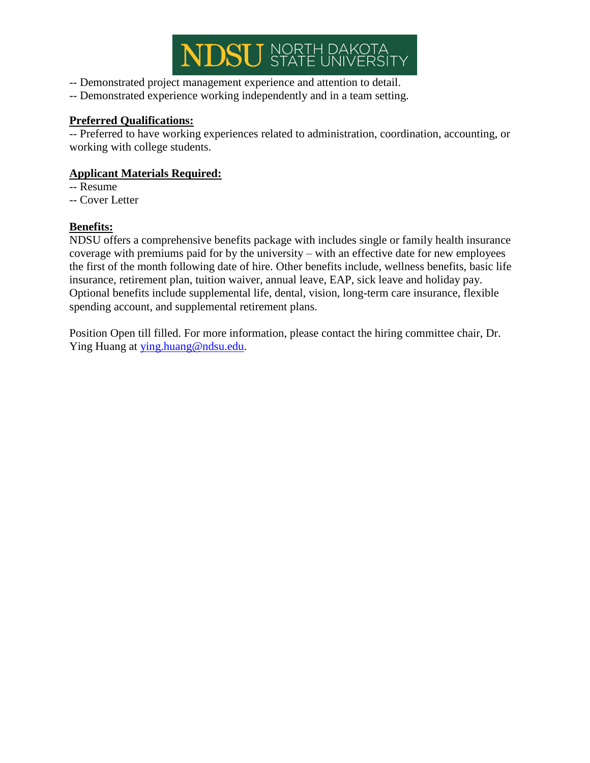-- Demonstrated project management experience and attention to detail.
-- Demonstrated experience working independently and in a team setting.

**Preferred Qualifications:**

-- Preferred to have working experiences related to administration, coordination, accounting, or working with college students.

**Applicant Materials Required:**

-- Resume
-- Cover Letter

**Benefits:**

NDSU offers a comprehensive benefits package with includes single or family health insurance coverage with premiums paid for by the university – with an effective date for new employees the first of the month following date of hire. Other benefits include, wellness benefits, basic life insurance, retirement plan, tuition waiver, annual leave, EAP, sick leave and holiday pay. Optional benefits include supplemental life, dental, vision, long-term care insurance, flexible spending account, and supplemental retirement plans.

Position Open till filled. For more information, please contact the hiring committee chair, Dr. Ying Huang at ying.huang@ndsu.edu.